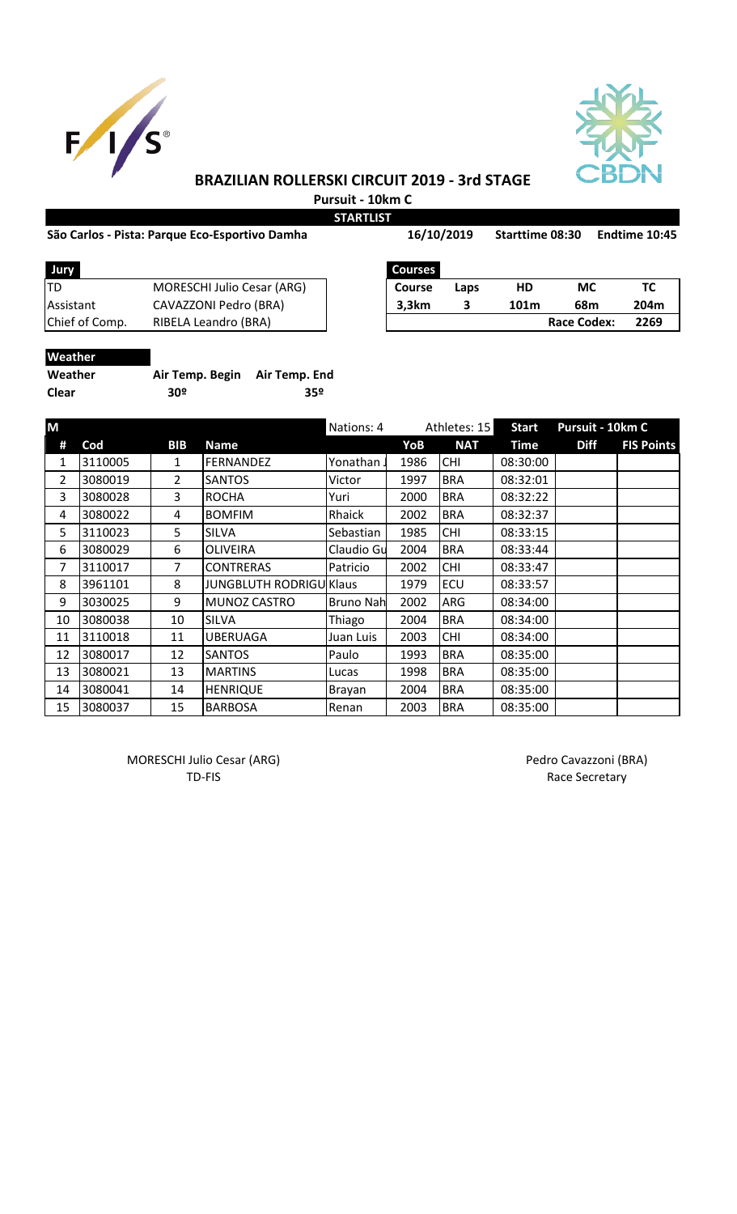# BRAZILIAN ROLLERSKI CIRCUIT 2019 - 3rd STAGE

**Pursuit - 10km C**

**STARTLIST**

**São Carlos - Pista: Parque Eco-Esportivo Damha** **16/10/2019** **Starttime 08:30** **Endtime 10:45**

| Jury | |
|---|---|
| TD | MORESCHI Julio Cesar (ARG) |
| Assistant | CAVAZZONI Pedro (BRA) |
| Chief of Comp. | RIBELA Leandro (BRA) |

| Courses | | | | |
|---|---|---|---|---|
| **Course** | **Laps** | **HD** | **MC** | **TC** |
| **3,3km** | **3** | **101m** | **68m** | **204m** |
| | | | **Race Codex:** | **2269** |

**Weather**

| Weather | Air Temp. Begin | Air Temp. End |
|---|---|---|
| **Clear** | **30º** | **35º** |

| M | | | | Nations: 4 | | Athletes: 15 | Start | Pursuit - 10km C | |
|---|---|---|---|---|---|---|---|---|---|
| **#** | **Cod** | **BIB** | **Name** | | **YoB** | **NAT** | **Time** | **Diff** | **FIS Points** |
| 1 | 3110005 | 1 | FERNANDEZ | Yonathan J | 1986 | CHI | 08:30:00 | | |
| 2 | 3080019 | 2 | SANTOS | Victor | 1997 | BRA | 08:32:01 | | |
| 3 | 3080028 | 3 | ROCHA | Yuri | 2000 | BRA | 08:32:22 | | |
| 4 | 3080022 | 4 | BOMFIM | Rhaick | 2002 | BRA | 08:32:37 | | |
| 5 | 3110023 | 5 | SILVA | Sebastian | 1985 | CHI | 08:33:15 | | |
| 6 | 3080029 | 6 | OLIVEIRA | Claudio Gu | 2004 | BRA | 08:33:44 | | |
| 7 | 3110017 | 7 | CONTRERAS | Patricio | 2002 | CHI | 08:33:47 | | |
| 8 | 3961101 | 8 | JUNGBLUTH RODRIGU | Klaus | 1979 | ECU | 08:33:57 | | |
| 9 | 3030025 | 9 | MUNOZ CASTRO | Bruno Nah | 2002 | ARG | 08:34:00 | | |
| 10 | 3080038 | 10 | SILVA | Thiago | 2004 | BRA | 08:34:00 | | |
| 11 | 3110018 | 11 | UBERUAGA | Juan Luis | 2003 | CHI | 08:34:00 | | |
| 12 | 3080017 | 12 | SANTOS | Paulo | 1993 | BRA | 08:35:00 | | |
| 13 | 3080021 | 13 | MARTINS | Lucas | 1998 | BRA | 08:35:00 | | |
| 14 | 3080041 | 14 | HENRIQUE | Brayan | 2004 | BRA | 08:35:00 | | |
| 15 | 3080037 | 15 | BARBOSA | Renan | 2003 | BRA | 08:35:00 | | |

MORESCHI Julio Cesar (ARG)
TD-FIS

Pedro Cavazzoni (BRA)
Race Secretary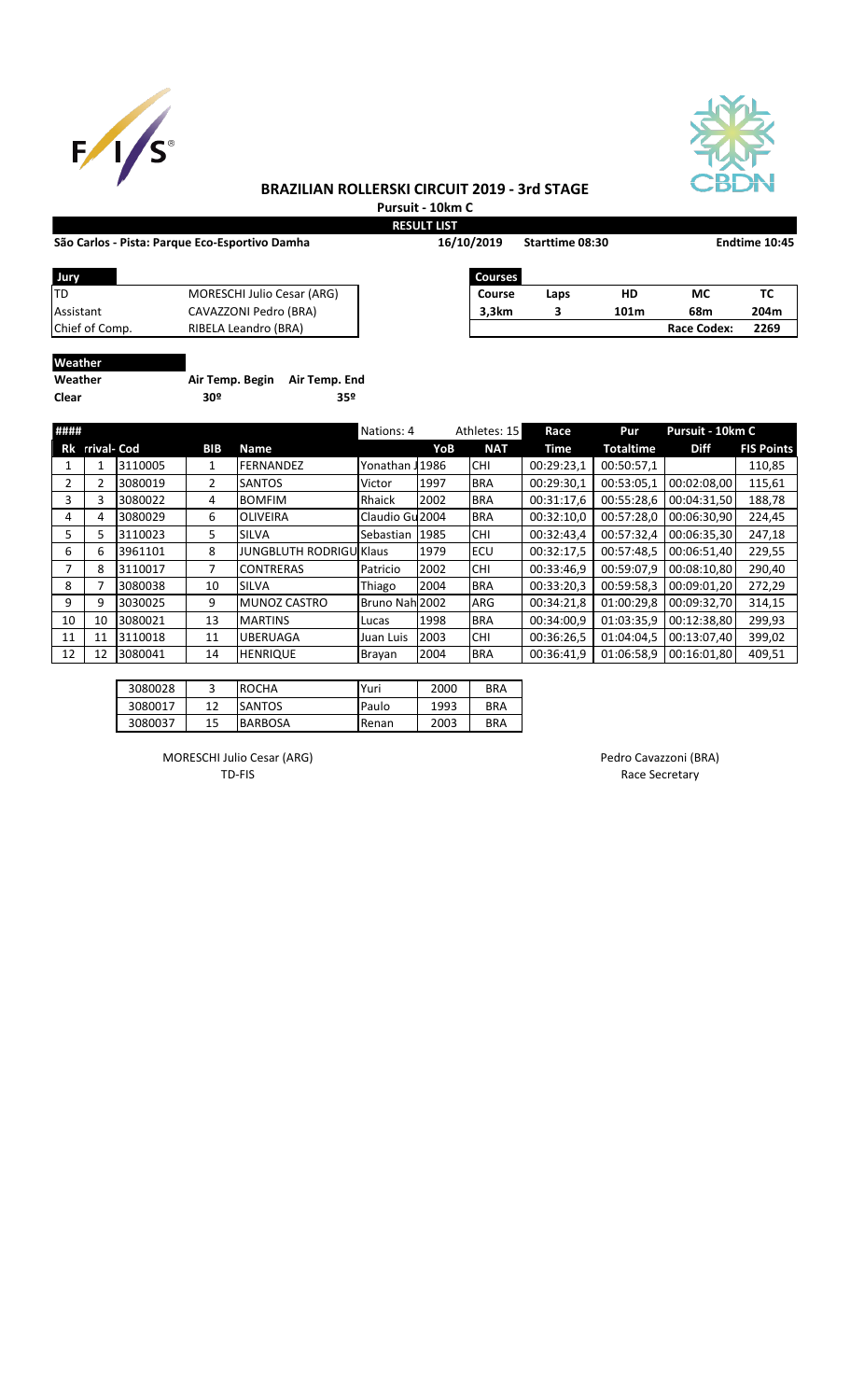# BRAZILIAN ROLLERSKI CIRCUIT 2019 - 3rd STAGE

**Pursuit - 10km C**

**RESULT LIST**

**São Carlos - Pista: Parque Eco-Esportivo Damha** | **16/10/2019** | **Starttime 08:30** | **Endtime 10:45**

| Jury | |
|---|---|
| TD | MORESCHI Julio Cesar (ARG) |
| Assistant | CAVAZZONI Pedro (BRA) |
| Chief of Comp. | RIBELA Leandro (BRA) |

| Courses | | | | |
|---|---|---|---|---|
| Course | Laps | HD | MC | TC |
| 3,3km | 3 | 101m | 68m | 204m |
| | | | Race Codex: | 2269 |

**Weather**

| Weather | Air Temp. Begin | Air Temp. End |
|---|---|---|
| Clear | 30º | 35º |

| #### | | | | | Nations: 4 | | Athletes: 15 | Race | Pur | Pursuit - 10km C | |
|---|---|---|---|---|---|---|---|---|---|---|---|
| Rk | rrival- | Cod | BIB | Name | | YoB | NAT | Time | Totaltime | Diff | FIS Points |
| 1 | 1 | 3110005 | 1 | FERNANDEZ | Yonathan J | 1986 | CHI | 00:29:23,1 | 00:50:57,1 | | 110,85 |
| 2 | 2 | 3080019 | 2 | SANTOS | Victor | 1997 | BRA | 00:29:30,1 | 00:53:05,1 | 00:02:08,00 | 115,61 |
| 3 | 3 | 3080022 | 4 | BOMFIM | Rhaick | 2002 | BRA | 00:31:17,6 | 00:55:28,6 | 00:04:31,50 | 188,78 |
| 4 | 4 | 3080029 | 6 | OLIVEIRA | Claudio Gu | 2004 | BRA | 00:32:10,0 | 00:57:28,0 | 00:06:30,90 | 224,45 |
| 5 | 5 | 3110023 | 5 | SILVA | Sebastian | 1985 | CHI | 00:32:43,4 | 00:57:32,4 | 00:06:35,30 | 247,18 |
| 6 | 6 | 3961101 | 8 | JUNGBLUTH RODRIGU | Klaus | 1979 | ECU | 00:32:17,5 | 00:57:48,5 | 00:06:51,40 | 229,55 |
| 7 | 8 | 3110017 | 7 | CONTRERAS | Patricio | 2002 | CHI | 00:33:46,9 | 00:59:07,9 | 00:08:10,80 | 290,40 |
| 8 | 7 | 3080038 | 10 | SILVA | Thiago | 2004 | BRA | 00:33:20,3 | 00:59:58,3 | 00:09:01,20 | 272,29 |
| 9 | 9 | 3030025 | 9 | MUNOZ CASTRO | Bruno Nah | 2002 | ARG | 00:34:21,8 | 01:00:29,8 | 00:09:32,70 | 314,15 |
| 10 | 10 | 3080021 | 13 | MARTINS | Lucas | 1998 | BRA | 00:34:00,9 | 01:03:35,9 | 00:12:38,80 | 299,93 |
| 11 | 11 | 3110018 | 11 | UBERUAGA | Juan Luis | 2003 | CHI | 00:36:26,5 | 01:04:04,5 | 00:13:07,40 | 399,02 |
| 12 | 12 | 3080041 | 14 | HENRIQUE | Brayan | 2004 | BRA | 00:36:41,9 | 01:06:58,9 | 00:16:01,80 | 409,51 |

| | | | | | |
|---|---|---|---|---|---|
| 3080028 | 3 | ROCHA | Yuri | 2000 | BRA |
| 3080017 | 12 | SANTOS | Paulo | 1993 | BRA |
| 3080037 | 15 | BARBOSA | Renan | 2003 | BRA |

MORESCHI Julio Cesar (ARG)
TD-FIS

Pedro Cavazzoni (BRA)
Race Secretary